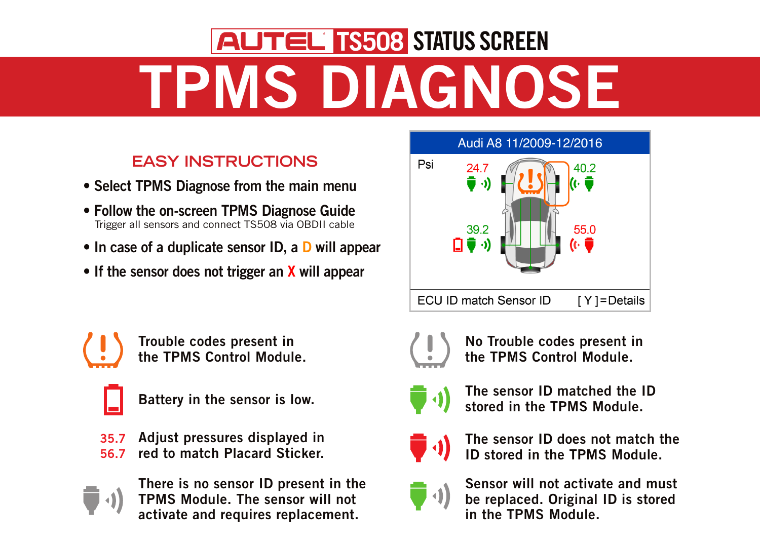# AUTEL TS508 STATUS SCREEN

# TPMS DIAGNOSE

## EASY INSTRUCTIONS

- Select TPMS Diagnose from the main menu
- Follow the on-screen TPMS Diagnose Guide
  Trigger all sensors and connect TS508 via OBDII cable
- In case of a duplicate sensor ID, a D will appear
- If the sensor does not trigger an X will appear

Audi A8 11/2009-12/2016

Psi

24.7 40.2

39.2 55.0

ECU ID match Sensor ID [ Y ]=Details

Trouble codes present in the TPMS Control Module.

Battery in the sensor is low.

35.7
56.7
Adjust pressures displayed in red to match Placard Sticker.

There is no sensor ID present in the TPMS Module. The sensor will not activate and requires replacement.

No Trouble codes present in the TPMS Control Module.

The sensor ID matched the ID stored in the TPMS Module.

The sensor ID does not match the ID stored in the TPMS Module.

Sensor will not activate and must be replaced. Original ID is stored in the TPMS Module.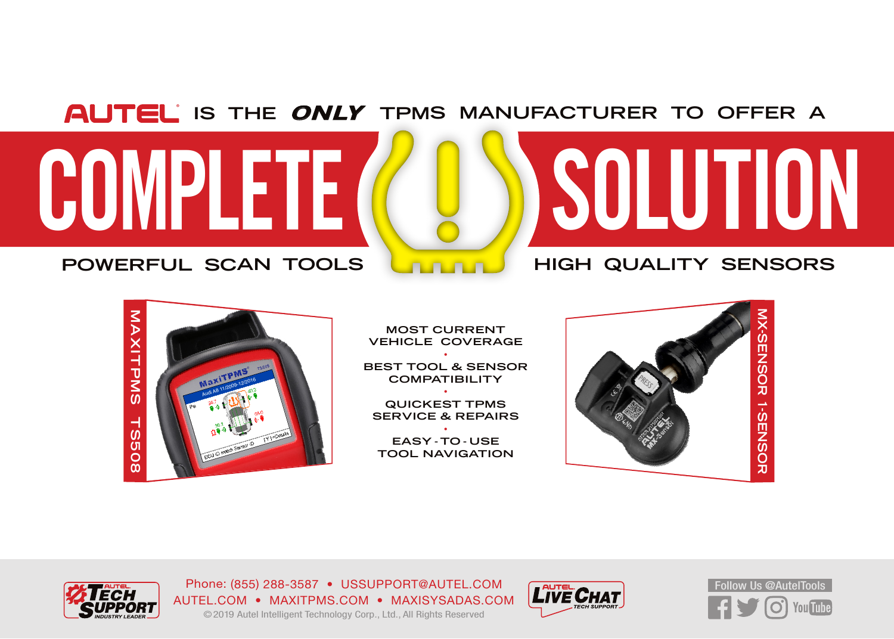AUTEL IS THE *ONLY* TPMS MANUFACTURER TO OFFER A

# COMPLETE SOLUTION

POWERFUL SCAN TOOLS

HIGH QUALITY SENSORS

MAXITPMS TS508

MOST CURRENT VEHICLE COVERAGE

•

BEST TOOL & SENSOR COMPATIBILITY

•

QUICKEST TPMS SERVICE & REPAIRS

•

EASY-TO-USE TOOL NAVIGATION

MX-SENSOR 1-SENSOR

AUTEL TECH SUPPORT INDUSTRY LEADER

Phone: (855) 288-3587 • USSUPPORT@AUTEL.COM

AUTEL.COM • MAXITPMS.COM • MAXISYSADAS.COM

©2019 Autel Intelligent Technology Corp., Ltd., All Rights Reserved

AUTEL LIVE CHAT TECH SUPPORT

Follow Us @AutelTools